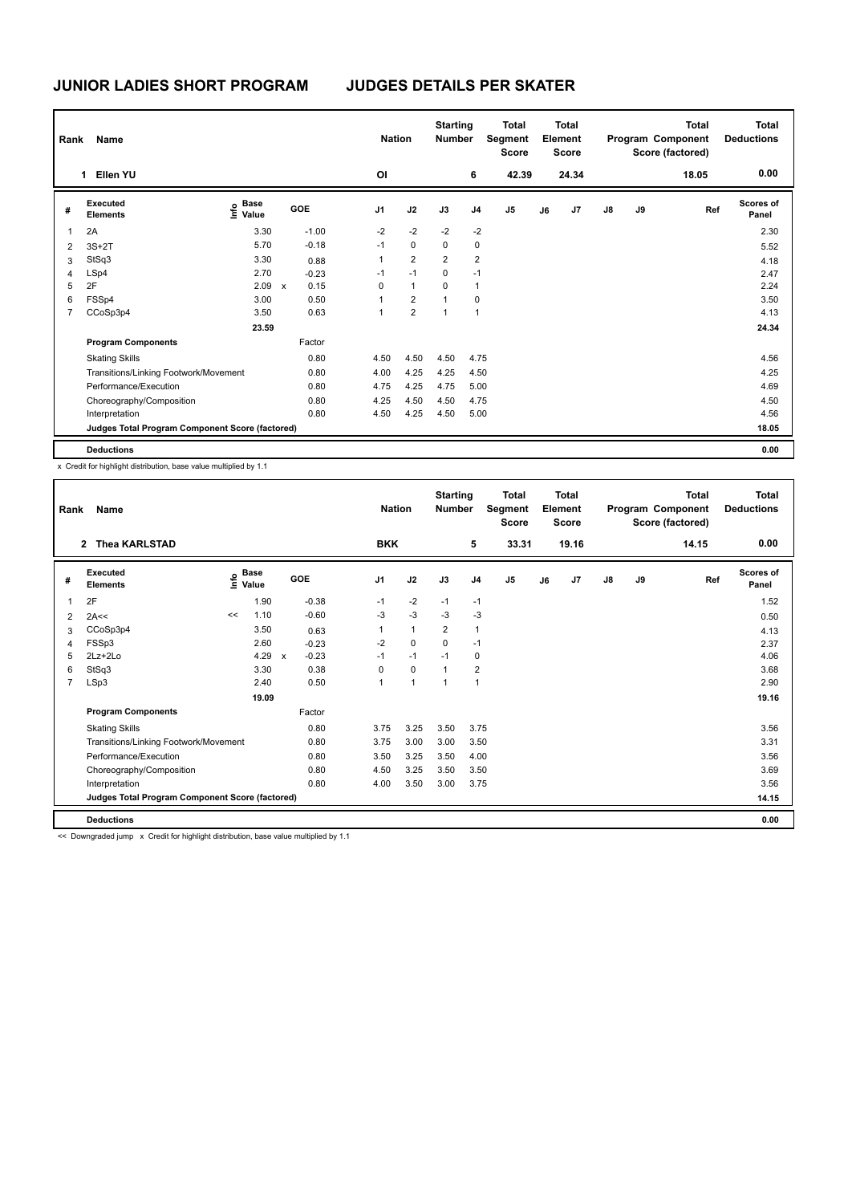# JUNIOR LADIES SHORT PROGRAM — JUDGES DETAILS PER SKATER

| Rank | Name | Nation | Starting Number | Total Segment Score | Total Element Score | Total Program Component Score (factored) | Total Deductions |
|---|---|---|---|---|---|---|---|
| 1 | Ellen YU | OI | 6 | 42.39 | 24.34 | 18.05 | 0.00 |

| # | Executed Elements | Info | Base Value | | GOE | J1 | J2 | J3 | J4 | J5 | J6 | J7 | J8 | J9 | Ref | Scores of Panel |
|---|---|---|---|---|---|---|---|---|---|---|---|---|---|---|---|---|
| 1 | 2A | | 3.30 | | -1.00 | -2 | -2 | -2 | -2 | | | | | | | 2.30 |
| 2 | 3S+2T | | 5.70 | | -0.18 | -1 | 0 | 0 | 0 | | | | | | | 5.52 |
| 3 | StSq3 | | 3.30 | | 0.88 | 1 | 2 | 2 | 2 | | | | | | | 4.18 |
| 4 | LSp4 | | 2.70 | | -0.23 | -1 | -1 | 0 | -1 | | | | | | | 2.47 |
| 5 | 2F | | 2.09 | x | 0.15 | 0 | 1 | 0 | 1 | | | | | | | 2.24 |
| 6 | FSSp4 | | 3.00 | | 0.50 | 1 | 2 | 1 | 0 | | | | | | | 3.50 |
| 7 | CCoSp3p4 | | 3.50 | | 0.63 | 1 | 2 | 1 | 1 | | | | | | | 4.13 |
| | | | 23.59 | | | | | | | | | | | | | 24.34 |
| | **Program Components** | | | | Factor | | | | | | | | | | | |
| | Skating Skills | | | | 0.80 | 4.50 | 4.50 | 4.50 | 4.75 | | | | | | | 4.56 |
| | Transitions/Linking Footwork/Movement | | | | 0.80 | 4.00 | 4.25 | 4.25 | 4.50 | | | | | | | 4.25 |
| | Performance/Execution | | | | 0.80 | 4.75 | 4.25 | 4.75 | 5.00 | | | | | | | 4.69 |
| | Choreography/Composition | | | | 0.80 | 4.25 | 4.50 | 4.50 | 4.75 | | | | | | | 4.50 |
| | Interpretation | | | | 0.80 | 4.50 | 4.25 | 4.50 | 5.00 | | | | | | | 4.56 |
| | **Judges Total Program Component Score (factored)** | | | | | | | | | | | | | | | 18.05 |
| | **Deductions** | | | | | | | | | | | | | | | 0.00 |

x Credit for highlight distribution, base value multiplied by 1.1

| Rank | Name | Nation | Starting Number | Total Segment Score | Total Element Score | Total Program Component Score (factored) | Total Deductions |
|---|---|---|---|---|---|---|---|
| 2 | Thea KARLSTAD | BKK | 5 | 33.31 | 19.16 | 14.15 | 0.00 |

| # | Executed Elements | Info | Base Value | | GOE | J1 | J2 | J3 | J4 | J5 | J6 | J7 | J8 | J9 | Ref | Scores of Panel |
|---|---|---|---|---|---|---|---|---|---|---|---|---|---|---|---|---|
| 1 | 2F | | 1.90 | | -0.38 | -1 | -2 | -1 | -1 | | | | | | | 1.52 |
| 2 | 2A<< | << | 1.10 | | -0.60 | -3 | -3 | -3 | -3 | | | | | | | 0.50 |
| 3 | CCoSp3p4 | | 3.50 | | 0.63 | 1 | 1 | 2 | 1 | | | | | | | 4.13 |
| 4 | FSSp3 | | 2.60 | | -0.23 | -2 | 0 | 0 | -1 | | | | | | | 2.37 |
| 5 | 2Lz+2Lo | | 4.29 | x | -0.23 | -1 | -1 | -1 | 0 | | | | | | | 4.06 |
| 6 | StSq3 | | 3.30 | | 0.38 | 0 | 0 | 1 | 2 | | | | | | | 3.68 |
| 7 | LSp3 | | 2.40 | | 0.50 | 1 | 1 | 1 | 1 | | | | | | | 2.90 |
| | | | 19.09 | | | | | | | | | | | | | 19.16 |
| | **Program Components** | | | | Factor | | | | | | | | | | | |
| | Skating Skills | | | | 0.80 | 3.75 | 3.25 | 3.50 | 3.75 | | | | | | | 3.56 |
| | Transitions/Linking Footwork/Movement | | | | 0.80 | 3.75 | 3.00 | 3.00 | 3.50 | | | | | | | 3.31 |
| | Performance/Execution | | | | 0.80 | 3.50 | 3.25 | 3.50 | 4.00 | | | | | | | 3.56 |
| | Choreography/Composition | | | | 0.80 | 4.50 | 3.25 | 3.50 | 3.50 | | | | | | | 3.69 |
| | Interpretation | | | | 0.80 | 4.00 | 3.50 | 3.00 | 3.75 | | | | | | | 3.56 |
| | **Judges Total Program Component Score (factored)** | | | | | | | | | | | | | | | 14.15 |
| | **Deductions** | | | | | | | | | | | | | | | 0.00 |

<< Downgraded jump x Credit for highlight distribution, base value multiplied by 1.1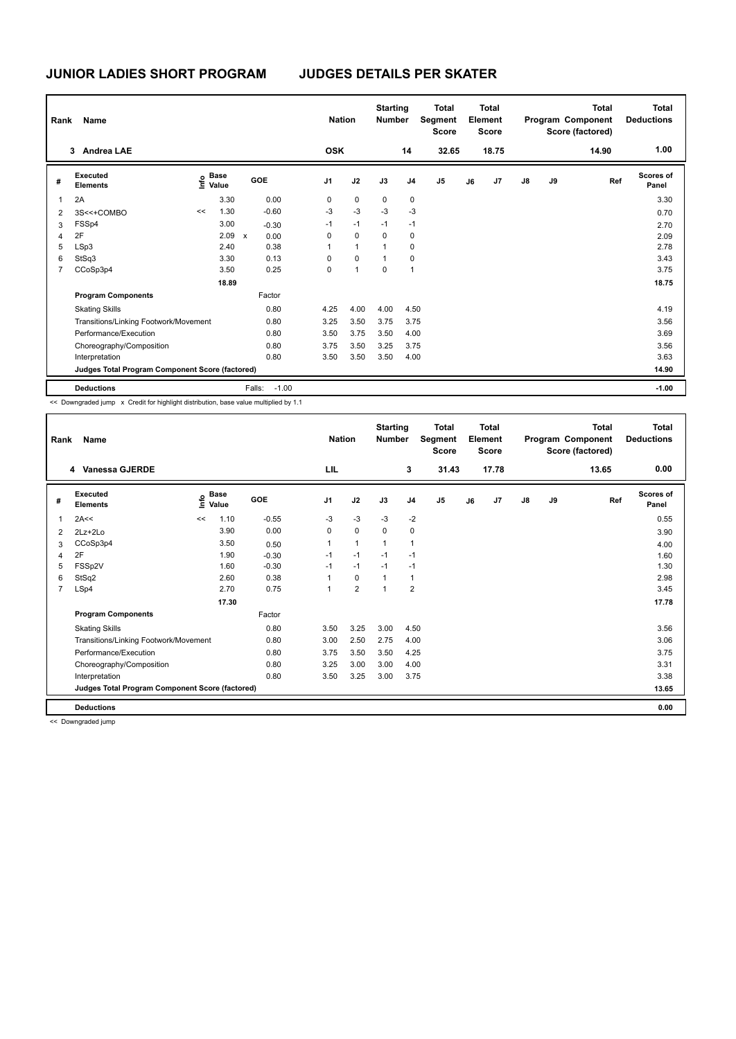# JUNIOR LADIES SHORT PROGRAM JUDGES DETAILS PER SKATER

| Rank | Name | Nation | Starting Number | Total Segment Score | Total Element Score | Total Program Component Score (factored) | Total Deductions |
|---|---|---|---|---|---|---|---|
| 3 | Andrea LAE | OSK | 14 | 32.65 | 18.75 | 14.90 | 1.00 |

| # | Executed Elements | Info | Base Value | | GOE | J1 | J2 | J3 | J4 | J5 | J6 | J7 | J8 | J9 | Ref | Scores of Panel |
|---|---|---|---|---|---|---|---|---|---|---|---|---|---|---|---|---|
| 1 | 2A | | 3.30 | | 0.00 | 0 | 0 | 0 | 0 | | | | | | | 3.30 |
| 2 | 3S<<+COMBO | << | 1.30 | | -0.60 | -3 | -3 | -3 | -3 | | | | | | | 0.70 |
| 3 | FSSp4 | | 3.00 | | -0.30 | -1 | -1 | -1 | -1 | | | | | | | 2.70 |
| 4 | 2F | | 2.09 | x | 0.00 | 0 | 0 | 0 | 0 | | | | | | | 2.09 |
| 5 | LSp3 | | 2.40 | | 0.38 | 1 | 1 | 1 | 0 | | | | | | | 2.78 |
| 6 | StSq3 | | 3.30 | | 0.13 | 0 | 0 | 1 | 0 | | | | | | | 3.43 |
| 7 | CCoSp3p4 | | 3.50 | | 0.25 | 0 | 1 | 0 | 1 | | | | | | | 3.75 |
| | | | 18.89 | | | | | | | | | | | | | 18.75 |
| | **Program Components** | | | | Factor | | | | | | | | | | | |
| | Skating Skills | | | | 0.80 | 4.25 | 4.00 | 4.00 | 4.50 | | | | | | | 4.19 |
| | Transitions/Linking Footwork/Movement | | | | 0.80 | 3.25 | 3.50 | 3.75 | 3.75 | | | | | | | 3.56 |
| | Performance/Execution | | | | 0.80 | 3.50 | 3.75 | 3.50 | 4.00 | | | | | | | 3.69 |
| | Choreography/Composition | | | | 0.80 | 3.75 | 3.50 | 3.25 | 3.75 | | | | | | | 3.56 |
| | Interpretation | | | | 0.80 | 3.50 | 3.50 | 3.50 | 4.00 | | | | | | | 3.63 |
| | **Judges Total Program Component Score (factored)** | | | | | | | | | | | | | | | 14.90 |
| | **Deductions** | | | | Falls: -1.00 | | | | | | | | | | | -1.00 |

<< Downgraded jump x Credit for highlight distribution, base value multiplied by 1.1

| Rank | Name | Nation | Starting Number | Total Segment Score | Total Element Score | Total Program Component Score (factored) | Total Deductions |
|---|---|---|---|---|---|---|---|
| 4 | Vanessa GJERDE | LIL | 3 | 31.43 | 17.78 | 13.65 | 0.00 |

| # | Executed Elements | Info | Base Value | GOE | J1 | J2 | J3 | J4 | J5 | J6 | J7 | J8 | J9 | Ref | Scores of Panel |
|---|---|---|---|---|---|---|---|---|---|---|---|---|---|---|---|
| 1 | 2A<< | << | 1.10 | -0.55 | -3 | -3 | -3 | -2 | | | | | | | 0.55 |
| 2 | 2Lz+2Lo | | 3.90 | 0.00 | 0 | 0 | 0 | 0 | | | | | | | 3.90 |
| 3 | CCoSp3p4 | | 3.50 | 0.50 | 1 | 1 | 1 | 1 | | | | | | | 4.00 |
| 4 | 2F | | 1.90 | -0.30 | -1 | -1 | -1 | -1 | | | | | | | 1.60 |
| 5 | FSSp2V | | 1.60 | -0.30 | -1 | -1 | -1 | -1 | | | | | | | 1.30 |
| 6 | StSq2 | | 2.60 | 0.38 | 1 | 0 | 1 | 1 | | | | | | | 2.98 |
| 7 | LSp4 | | 2.70 | 0.75 | 1 | 2 | 1 | 2 | | | | | | | 3.45 |
| | | | 17.30 | | | | | | | | | | | | 17.78 |
| | **Program Components** | | | Factor | | | | | | | | | | | |
| | Skating Skills | | | 0.80 | 3.50 | 3.25 | 3.00 | 4.50 | | | | | | | 3.56 |
| | Transitions/Linking Footwork/Movement | | | 0.80 | 3.00 | 2.50 | 2.75 | 4.00 | | | | | | | 3.06 |
| | Performance/Execution | | | 0.80 | 3.75 | 3.50 | 3.50 | 4.25 | | | | | | | 3.75 |
| | Choreography/Composition | | | 0.80 | 3.25 | 3.00 | 3.00 | 4.00 | | | | | | | 3.31 |
| | Interpretation | | | 0.80 | 3.50 | 3.25 | 3.00 | 3.75 | | | | | | | 3.38 |
| | **Judges Total Program Component Score (factored)** | | | | | | | | | | | | | | 13.65 |
| | **Deductions** | | | | | | | | | | | | | | 0.00 |

<< Downgraded jump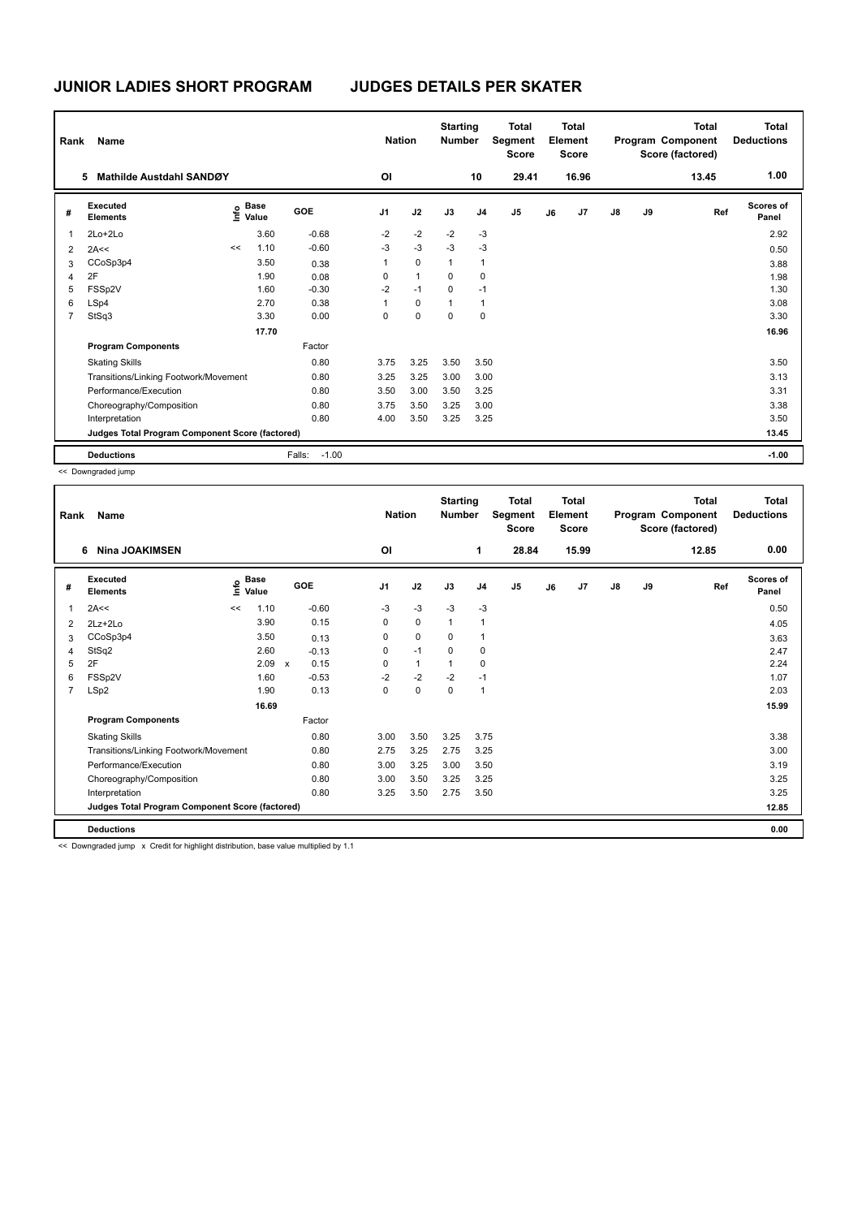# JUNIOR LADIES SHORT PROGRAM JUDGES DETAILS PER SKATER

| Rank | Name | Nation | Starting Number | Total Segment Score | Total Element Score | Total Program Component Score (factored) | Total Deductions |
|---|---|---|---|---|---|---|---|
| 5 | Mathilde Austdahl SANDØY | OI | 10 | 29.41 | 16.96 | 13.45 | 1.00 |

| # | Executed Elements | Info | Base Value | | GOE | J1 | J2 | J3 | J4 | J5 | J6 | J7 | J8 | J9 | Ref | Scores of Panel |
|---|---|---|---|---|---|---|---|---|---|---|---|---|---|---|---|---|
| 1 | 2Lo+2Lo | | 3.60 | | -0.68 | -2 | -2 | -2 | -3 | | | | | | | 2.92 |
| 2 | 2A<< | << | 1.10 | | -0.60 | -3 | -3 | -3 | -3 | | | | | | | 0.50 |
| 3 | CCoSp3p4 | | 3.50 | | 0.38 | 1 | 0 | 1 | 1 | | | | | | | 3.88 |
| 4 | 2F | | 1.90 | | 0.08 | 0 | 1 | 0 | 0 | | | | | | | 1.98 |
| 5 | FSSp2V | | 1.60 | | -0.30 | -2 | -1 | 0 | -1 | | | | | | | 1.30 |
| 6 | LSp4 | | 2.70 | | 0.38 | 1 | 0 | 1 | 1 | | | | | | | 3.08 |
| 7 | StSq3 | | 3.30 | | 0.00 | 0 | 0 | 0 | 0 | | | | | | | 3.30 |
| | | | 17.70 | | | | | | | | | | | | | 16.96 |
| | **Program Components** | | | | Factor | | | | | | | | | | | |
| | Skating Skills | | | | 0.80 | 3.75 | 3.25 | 3.50 | 3.50 | | | | | | | 3.50 |
| | Transitions/Linking Footwork/Movement | | | | 0.80 | 3.25 | 3.25 | 3.00 | 3.00 | | | | | | | 3.13 |
| | Performance/Execution | | | | 0.80 | 3.50 | 3.00 | 3.50 | 3.25 | | | | | | | 3.31 |
| | Choreography/Composition | | | | 0.80 | 3.75 | 3.50 | 3.25 | 3.00 | | | | | | | 3.38 |
| | Interpretation | | | | 0.80 | 4.00 | 3.50 | 3.25 | 3.25 | | | | | | | 3.50 |
| | **Judges Total Program Component Score (factored)** | | | | | | | | | | | | | | | 13.45 |
| | **Deductions** | | | Falls: | -1.00 | | | | | | | | | | | -1.00 |

<< Downgraded jump

| Rank | Name | Nation | Starting Number | Total Segment Score | Total Element Score | Total Program Component Score (factored) | Total Deductions |
|---|---|---|---|---|---|---|---|
| 6 | Nina JOAKIMSEN | OI | 1 | 28.84 | 15.99 | 12.85 | 0.00 |

| # | Executed Elements | Info | Base Value | | GOE | J1 | J2 | J3 | J4 | J5 | J6 | J7 | J8 | J9 | Ref | Scores of Panel |
|---|---|---|---|---|---|---|---|---|---|---|---|---|---|---|---|---|
| 1 | 2A<< | << | 1.10 | | -0.60 | -3 | -3 | -3 | -3 | | | | | | | 0.50 |
| 2 | 2Lz+2Lo | | 3.90 | | 0.15 | 0 | 0 | 1 | 1 | | | | | | | 4.05 |
| 3 | CCoSp3p4 | | 3.50 | | 0.13 | 0 | 0 | 0 | 1 | | | | | | | 3.63 |
| 4 | StSq2 | | 2.60 | | -0.13 | 0 | -1 | 0 | 0 | | | | | | | 2.47 |
| 5 | 2F | | 2.09 | x | 0.15 | 0 | 1 | 1 | 0 | | | | | | | 2.24 |
| 6 | FSSp2V | | 1.60 | | -0.53 | -2 | -2 | -2 | -1 | | | | | | | 1.07 |
| 7 | LSp2 | | 1.90 | | 0.13 | 0 | 0 | 0 | 1 | | | | | | | 2.03 |
| | | | 16.69 | | | | | | | | | | | | | 15.99 |
| | **Program Components** | | | | Factor | | | | | | | | | | | |
| | Skating Skills | | | | 0.80 | 3.00 | 3.50 | 3.25 | 3.75 | | | | | | | 3.38 |
| | Transitions/Linking Footwork/Movement | | | | 0.80 | 2.75 | 3.25 | 2.75 | 3.25 | | | | | | | 3.00 |
| | Performance/Execution | | | | 0.80 | 3.00 | 3.25 | 3.00 | 3.50 | | | | | | | 3.19 |
| | Choreography/Composition | | | | 0.80 | 3.00 | 3.50 | 3.25 | 3.25 | | | | | | | 3.25 |
| | Interpretation | | | | 0.80 | 3.25 | 3.50 | 2.75 | 3.50 | | | | | | | 3.25 |
| | **Judges Total Program Component Score (factored)** | | | | | | | | | | | | | | | 12.85 |
| | **Deductions** | | | | | | | | | | | | | | | 0.00 |

<< Downgraded jump x Credit for highlight distribution, base value multiplied by 1.1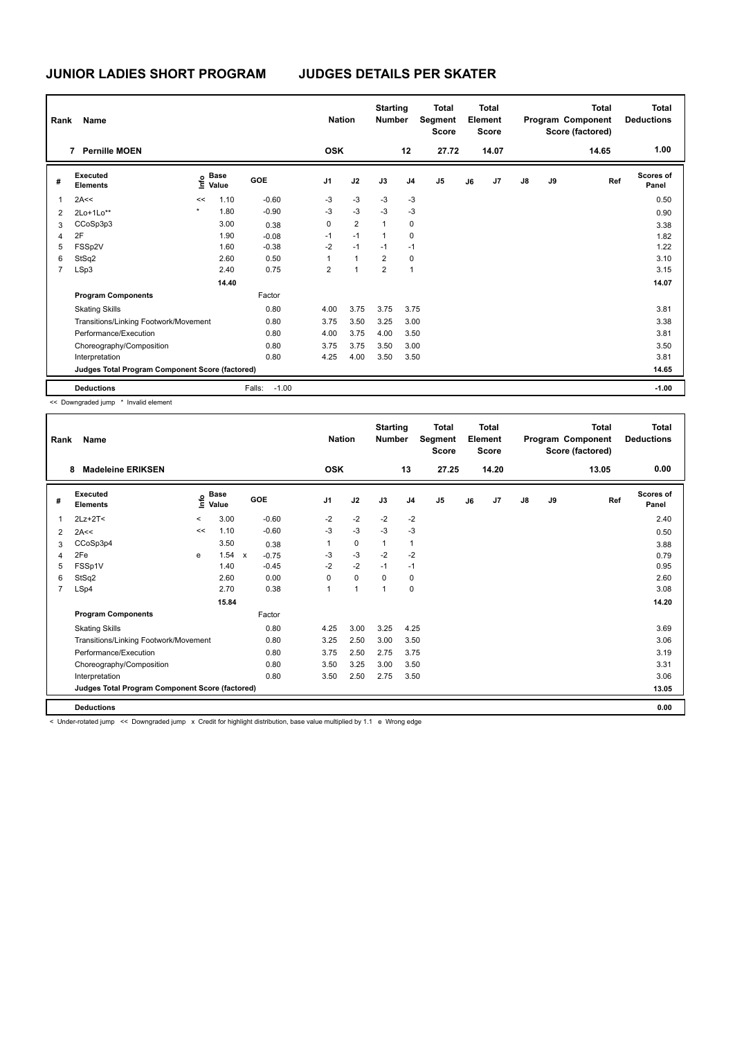# JUNIOR LADIES SHORT PROGRAM JUDGES DETAILS PER SKATER

| Rank | Name | Nation | Starting Number | Total Segment Score | Total Element Score | Total Program Component Score (factored) | Total Deductions |
|---|---|---|---|---|---|---|---|
| 7 | Pernille MOEN | OSK | 12 | 27.72 | 14.07 | 14.65 | 1.00 |

| # | Executed Elements | Info | Base Value | | GOE | J1 | J2 | J3 | J4 | J5 | J6 | J7 | J8 | J9 | Ref | Scores of Panel |
|---|---|---|---|---|---|---|---|---|---|---|---|---|---|---|---|---|
| 1 | 2A<< | << | 1.10 | | -0.60 | -3 | -3 | -3 | -3 | | | | | | | 0.50 |
| 2 | 2Lo+1Lo** | * | 1.80 | | -0.90 | -3 | -3 | -3 | -3 | | | | | | | 0.90 |
| 3 | CCoSp3p3 | | 3.00 | | 0.38 | 0 | 2 | 1 | 0 | | | | | | | 3.38 |
| 4 | 2F | | 1.90 | | -0.08 | -1 | -1 | 1 | 0 | | | | | | | 1.82 |
| 5 | FSSp2V | | 1.60 | | -0.38 | -2 | -1 | -1 | -1 | | | | | | | 1.22 |
| 6 | StSq2 | | 2.60 | | 0.50 | 1 | 1 | 2 | 0 | | | | | | | 3.10 |
| 7 | LSp3 | | 2.40 | | 0.75 | 2 | 1 | 2 | 1 | | | | | | | 3.15 |
| | | | 14.40 | | | | | | | | | | | | | 14.07 |
| | **Program Components** | | | | Factor | | | | | | | | | | | |
| | Skating Skills | | | | 0.80 | 4.00 | 3.75 | 3.75 | 3.75 | | | | | | | 3.81 |
| | Transitions/Linking Footwork/Movement | | | | 0.80 | 3.75 | 3.50 | 3.25 | 3.00 | | | | | | | 3.38 |
| | Performance/Execution | | | | 0.80 | 4.00 | 3.75 | 4.00 | 3.50 | | | | | | | 3.81 |
| | Choreography/Composition | | | | 0.80 | 3.75 | 3.75 | 3.50 | 3.00 | | | | | | | 3.50 |
| | Interpretation | | | | 0.80 | 4.25 | 4.00 | 3.50 | 3.50 | | | | | | | 3.81 |
| | **Judges Total Program Component Score (factored)** | | | | | | | | | | | | | | | 14.65 |
| | **Deductions** | | | | Falls: -1.00 | | | | | | | | | | | -1.00 |

<< Downgraded jump * Invalid element

| Rank | Name | Nation | Starting Number | Total Segment Score | Total Element Score | Total Program Component Score (factored) | Total Deductions |
|---|---|---|---|---|---|---|---|
| 8 | Madeleine ERIKSEN | OSK | 13 | 27.25 | 14.20 | 13.05 | 0.00 |

| # | Executed Elements | Info | Base Value | | GOE | J1 | J2 | J3 | J4 | J5 | J6 | J7 | J8 | J9 | Ref | Scores of Panel |
|---|---|---|---|---|---|---|---|---|---|---|---|---|---|---|---|---|
| 1 | 2Lz+2T< | < | 3.00 | | -0.60 | -2 | -2 | -2 | -2 | | | | | | | 2.40 |
| 2 | 2A<< | << | 1.10 | | -0.60 | -3 | -3 | -3 | -3 | | | | | | | 0.50 |
| 3 | CCoSp3p4 | | 3.50 | | 0.38 | 1 | 0 | 1 | 1 | | | | | | | 3.88 |
| 4 | 2Fe | e | 1.54 | x | -0.75 | -3 | -3 | -2 | -2 | | | | | | | 0.79 |
| 5 | FSSp1V | | 1.40 | | -0.45 | -2 | -2 | -1 | -1 | | | | | | | 0.95 |
| 6 | StSq2 | | 2.60 | | 0.00 | 0 | 0 | 0 | 0 | | | | | | | 2.60 |
| 7 | LSp4 | | 2.70 | | 0.38 | 1 | 1 | 1 | 0 | | | | | | | 3.08 |
| | | | 15.84 | | | | | | | | | | | | | 14.20 |
| | **Program Components** | | | | Factor | | | | | | | | | | | |
| | Skating Skills | | | | 0.80 | 4.25 | 3.00 | 3.25 | 4.25 | | | | | | | 3.69 |
| | Transitions/Linking Footwork/Movement | | | | 0.80 | 3.25 | 2.50 | 3.00 | 3.50 | | | | | | | 3.06 |
| | Performance/Execution | | | | 0.80 | 3.75 | 2.50 | 2.75 | 3.75 | | | | | | | 3.19 |
| | Choreography/Composition | | | | 0.80 | 3.50 | 3.25 | 3.00 | 3.50 | | | | | | | 3.31 |
| | Interpretation | | | | 0.80 | 3.50 | 2.50 | 2.75 | 3.50 | | | | | | | 3.06 |
| | **Judges Total Program Component Score (factored)** | | | | | | | | | | | | | | | 13.05 |
| | **Deductions** | | | | | | | | | | | | | | | 0.00 |

< Under-rotated jump << Downgraded jump x Credit for highlight distribution, base value multiplied by 1.1 e Wrong edge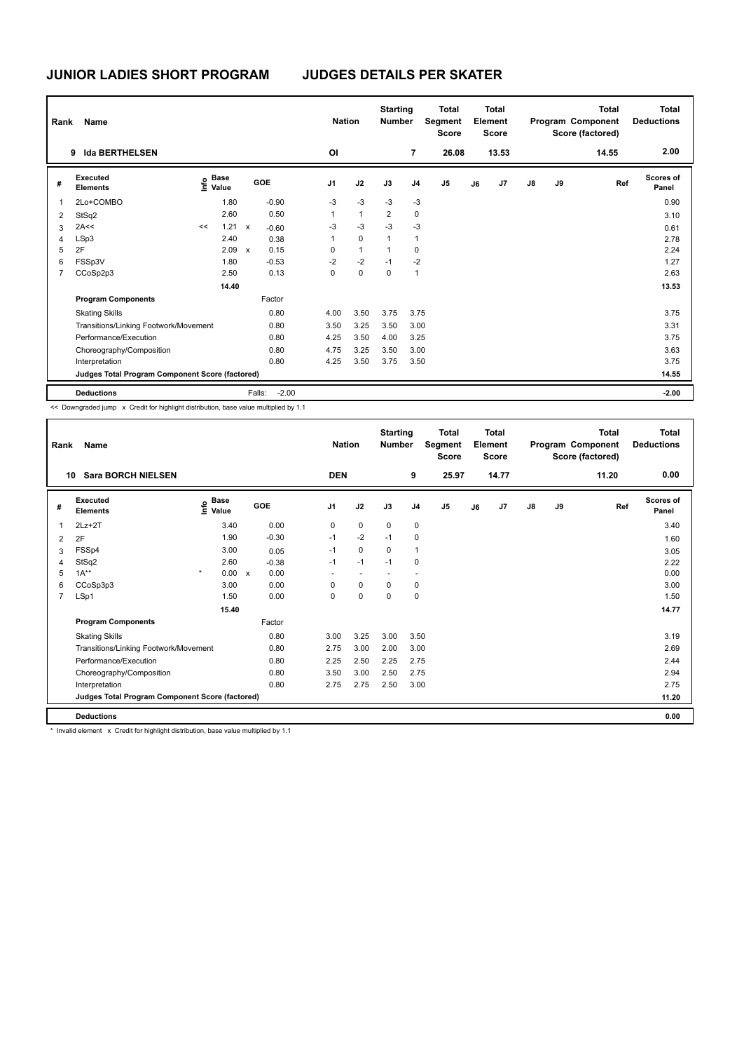# JUNIOR LADIES SHORT PROGRAM — JUDGES DETAILS PER SKATER

| Rank | Name | Nation | Starting Number | Total Segment Score | Total Element Score | Total Program Component Score (factored) | Total Deductions |
|---|---|---|---|---|---|---|---|
| 9 | Ida BERTHELSEN | OI | 7 | 26.08 | 13.53 | 14.55 | 2.00 |

| # | Executed Elements | Info | Base Value | | GOE | J1 | J2 | J3 | J4 | J5 | J6 | J7 | J8 | J9 | Ref | Scores of Panel |
|---|---|---|---|---|---|---|---|---|---|---|---|---|---|---|---|---|
| 1 | 2Lo+COMBO | | 1.80 | | -0.90 | -3 | -3 | -3 | -3 | | | | | | | 0.90 |
| 2 | StSq2 | | 2.60 | | 0.50 | 1 | 1 | 2 | 0 | | | | | | | 3.10 |
| 3 | 2A<< | << | 1.21 | x | -0.60 | -3 | -3 | -3 | -3 | | | | | | | 0.61 |
| 4 | LSp3 | | 2.40 | | 0.38 | 1 | 0 | 1 | 1 | | | | | | | 2.78 |
| 5 | 2F | | 2.09 | x | 0.15 | 0 | 1 | 1 | 0 | | | | | | | 2.24 |
| 6 | FSSp3V | | 1.80 | | -0.53 | -2 | -2 | -1 | -2 | | | | | | | 1.27 |
| 7 | CCoSp2p3 | | 2.50 | | 0.13 | 0 | 0 | 0 | 1 | | | | | | | 2.63 |
| | | | 14.40 | | | | | | | | | | | | | 13.53 |
| | **Program Components** | | | | Factor | | | | | | | | | | | |
| | Skating Skills | | | | 0.80 | 4.00 | 3.50 | 3.75 | 3.75 | | | | | | | 3.75 |
| | Transitions/Linking Footwork/Movement | | | | 0.80 | 3.50 | 3.25 | 3.50 | 3.00 | | | | | | | 3.31 |
| | Performance/Execution | | | | 0.80 | 4.25 | 3.50 | 4.00 | 3.25 | | | | | | | 3.75 |
| | Choreography/Composition | | | | 0.80 | 4.75 | 3.25 | 3.50 | 3.00 | | | | | | | 3.63 |
| | Interpretation | | | | 0.80 | 4.25 | 3.50 | 3.75 | 3.50 | | | | | | | 3.75 |
| | **Judges Total Program Component Score (factored)** | | | | | | | | | | | | | | | 14.55 |
| | **Deductions** | | | | Falls: -2.00 | | | | | | | | | | | -2.00 |

<< Downgraded jump x Credit for highlight distribution, base value multiplied by 1.1

| Rank | Name | Nation | Starting Number | Total Segment Score | Total Element Score | Total Program Component Score (factored) | Total Deductions |
|---|---|---|---|---|---|---|---|
| 10 | Sara BORCH NIELSEN | DEN | 9 | 25.97 | 14.77 | 11.20 | 0.00 |

| # | Executed Elements | Info | Base Value | | GOE | J1 | J2 | J3 | J4 | J5 | J6 | J7 | J8 | J9 | Ref | Scores of Panel |
|---|---|---|---|---|---|---|---|---|---|---|---|---|---|---|---|---|
| 1 | 2Lz+2T | | 3.40 | | 0.00 | 0 | 0 | 0 | 0 | | | | | | | 3.40 |
| 2 | 2F | | 1.90 | | -0.30 | -1 | -2 | -1 | 0 | | | | | | | 1.60 |
| 3 | FSSp4 | | 3.00 | | 0.05 | -1 | 0 | 0 | 1 | | | | | | | 3.05 |
| 4 | StSq2 | | 2.60 | | -0.38 | -1 | -1 | -1 | 0 | | | | | | | 2.22 |
| 5 | 1A** | * | 0.00 | x | 0.00 | - | - | - | - | | | | | | | 0.00 |
| 6 | CCoSp3p3 | | 3.00 | | 0.00 | 0 | 0 | 0 | 0 | | | | | | | 3.00 |
| 7 | LSp1 | | 1.50 | | 0.00 | 0 | 0 | 0 | 0 | | | | | | | 1.50 |
| | | | 15.40 | | | | | | | | | | | | | 14.77 |
| | **Program Components** | | | | Factor | | | | | | | | | | | |
| | Skating Skills | | | | 0.80 | 3.00 | 3.25 | 3.00 | 3.50 | | | | | | | 3.19 |
| | Transitions/Linking Footwork/Movement | | | | 0.80 | 2.75 | 3.00 | 2.00 | 3.00 | | | | | | | 2.69 |
| | Performance/Execution | | | | 0.80 | 2.25 | 2.50 | 2.25 | 2.75 | | | | | | | 2.44 |
| | Choreography/Composition | | | | 0.80 | 3.50 | 3.00 | 2.50 | 2.75 | | | | | | | 2.94 |
| | Interpretation | | | | 0.80 | 2.75 | 2.75 | 2.50 | 3.00 | | | | | | | 2.75 |
| | **Judges Total Program Component Score (factored)** | | | | | | | | | | | | | | | 11.20 |
| | **Deductions** | | | | | | | | | | | | | | | 0.00 |

* Invalid element x Credit for highlight distribution, base value multiplied by 1.1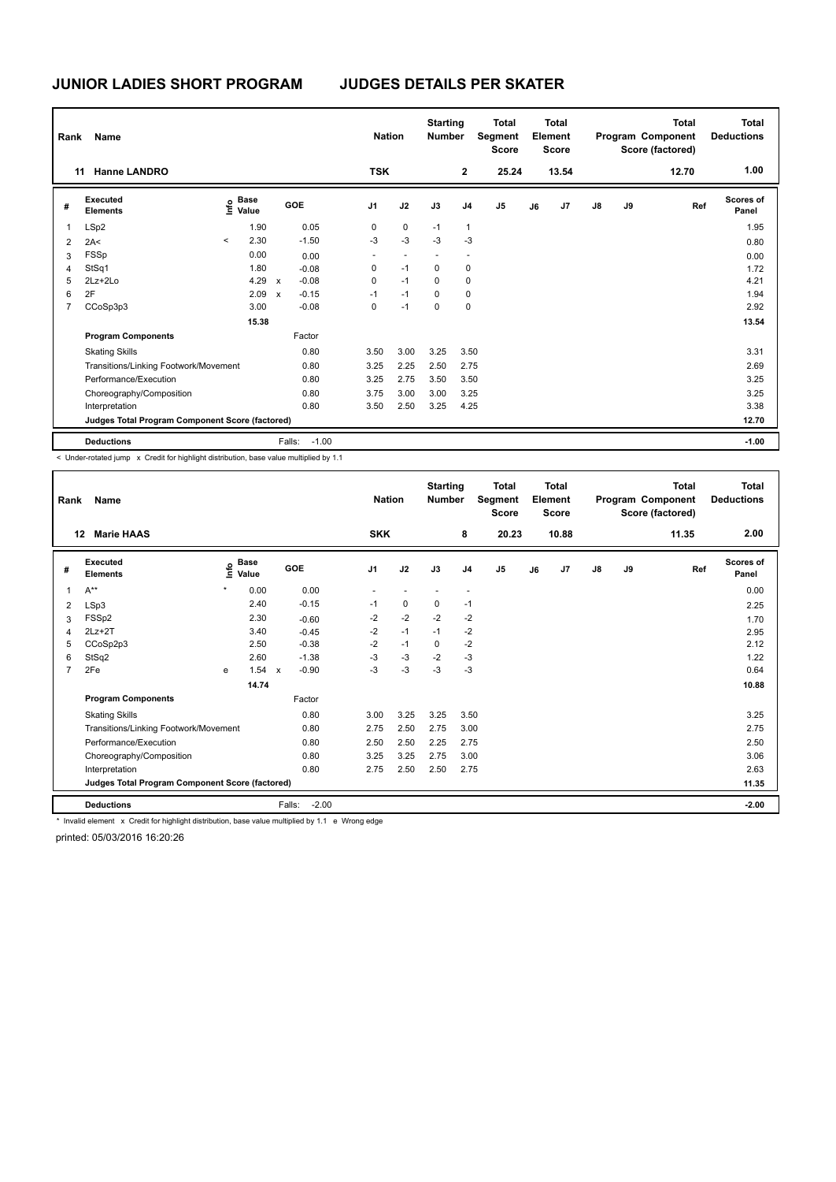# JUNIOR LADIES SHORT PROGRAM    JUDGES DETAILS PER SKATER

| Rank | Name | Nation | Starting Number | Total Segment Score | Total Element Score | Total Program Component Score (factored) | Total Deductions |
|---|---|---|---|---|---|---|---|
| 11 | Hanne LANDRO | TSK | 2 | 25.24 | 13.54 | 12.70 | 1.00 |

| # | Executed Elements | Info | Base Value | | GOE | J1 | J2 | J3 | J4 | J5 | J6 | J7 | J8 | J9 | Ref | Scores of Panel |
|---|---|---|---|---|---|---|---|---|---|---|---|---|---|---|---|---|
| 1 | LSp2 | | 1.90 | | 0.05 | 0 | 0 | -1 | 1 | | | | | | | 1.95 |
| 2 | 2A< | < | 2.30 | | -1.50 | -3 | -3 | -3 | -3 | | | | | | | 0.80 |
| 3 | FSSp | | 0.00 | | 0.00 | - | - | - | - | | | | | | | 0.00 |
| 4 | StSq1 | | 1.80 | | -0.08 | 0 | -1 | 0 | 0 | | | | | | | 1.72 |
| 5 | 2Lz+2Lo | | 4.29 | x | -0.08 | 0 | -1 | 0 | 0 | | | | | | | 4.21 |
| 6 | 2F | | 2.09 | x | -0.15 | -1 | -1 | 0 | 0 | | | | | | | 1.94 |
| 7 | CCoSp3p3 | | 3.00 | | -0.08 | 0 | -1 | 0 | 0 | | | | | | | 2.92 |
| | | | 15.38 | | | | | | | | | | | | | 13.54 |
| | **Program Components** | | | | Factor | | | | | | | | | | | |
| | Skating Skills | | | | 0.80 | 3.50 | 3.00 | 3.25 | 3.50 | | | | | | | 3.31 |
| | Transitions/Linking Footwork/Movement | | | | 0.80 | 3.25 | 2.25 | 2.50 | 2.75 | | | | | | | 2.69 |
| | Performance/Execution | | | | 0.80 | 3.25 | 2.75 | 3.50 | 3.50 | | | | | | | 3.25 |
| | Choreography/Composition | | | | 0.80 | 3.75 | 3.00 | 3.00 | 3.25 | | | | | | | 3.25 |
| | Interpretation | | | | 0.80 | 3.50 | 2.50 | 3.25 | 4.25 | | | | | | | 3.38 |
| | **Judges Total Program Component Score (factored)** | | | | | | | | | | | | | | | 12.70 |
| | **Deductions** | | | | Falls: -1.00 | | | | | | | | | | | -1.00 |

< Under-rotated jump x Credit for highlight distribution, base value multiplied by 1.1

| Rank | Name | Nation | Starting Number | Total Segment Score | Total Element Score | Total Program Component Score (factored) | Total Deductions |
|---|---|---|---|---|---|---|---|
| 12 | Marie HAAS | SKK | 8 | 20.23 | 10.88 | 11.35 | 2.00 |

| # | Executed Elements | Info | Base Value | | GOE | J1 | J2 | J3 | J4 | J5 | J6 | J7 | J8 | J9 | Ref | Scores of Panel |
|---|---|---|---|---|---|---|---|---|---|---|---|---|---|---|---|---|
| 1 | A** | * | 0.00 | | 0.00 | - | - | - | - | | | | | | | 0.00 |
| 2 | LSp3 | | 2.40 | | -0.15 | -1 | 0 | 0 | -1 | | | | | | | 2.25 |
| 3 | FSSp2 | | 2.30 | | -0.60 | -2 | -2 | -2 | -2 | | | | | | | 1.70 |
| 4 | 2Lz+2T | | 3.40 | | -0.45 | -2 | -1 | -1 | -2 | | | | | | | 2.95 |
| 5 | CCoSp2p3 | | 2.50 | | -0.38 | -2 | -1 | 0 | -2 | | | | | | | 2.12 |
| 6 | StSq2 | | 2.60 | | -1.38 | -3 | -3 | -2 | -3 | | | | | | | 1.22 |
| 7 | 2Fe | e | 1.54 | x | -0.90 | -3 | -3 | -3 | -3 | | | | | | | 0.64 |
| | | | 14.74 | | | | | | | | | | | | | 10.88 |
| | **Program Components** | | | | Factor | | | | | | | | | | | |
| | Skating Skills | | | | 0.80 | 3.00 | 3.25 | 3.25 | 3.50 | | | | | | | 3.25 |
| | Transitions/Linking Footwork/Movement | | | | 0.80 | 2.75 | 2.50 | 2.75 | 3.00 | | | | | | | 2.75 |
| | Performance/Execution | | | | 0.80 | 2.50 | 2.50 | 2.25 | 2.75 | | | | | | | 2.50 |
| | Choreography/Composition | | | | 0.80 | 3.25 | 3.25 | 2.75 | 3.00 | | | | | | | 3.06 |
| | Interpretation | | | | 0.80 | 2.75 | 2.50 | 2.50 | 2.75 | | | | | | | 2.63 |
| | **Judges Total Program Component Score (factored)** | | | | | | | | | | | | | | | 11.35 |
| | **Deductions** | | | | Falls: -2.00 | | | | | | | | | | | -2.00 |

* Invalid element x Credit for highlight distribution, base value multiplied by 1.1 e Wrong edge

printed: 05/03/2016 16:20:26